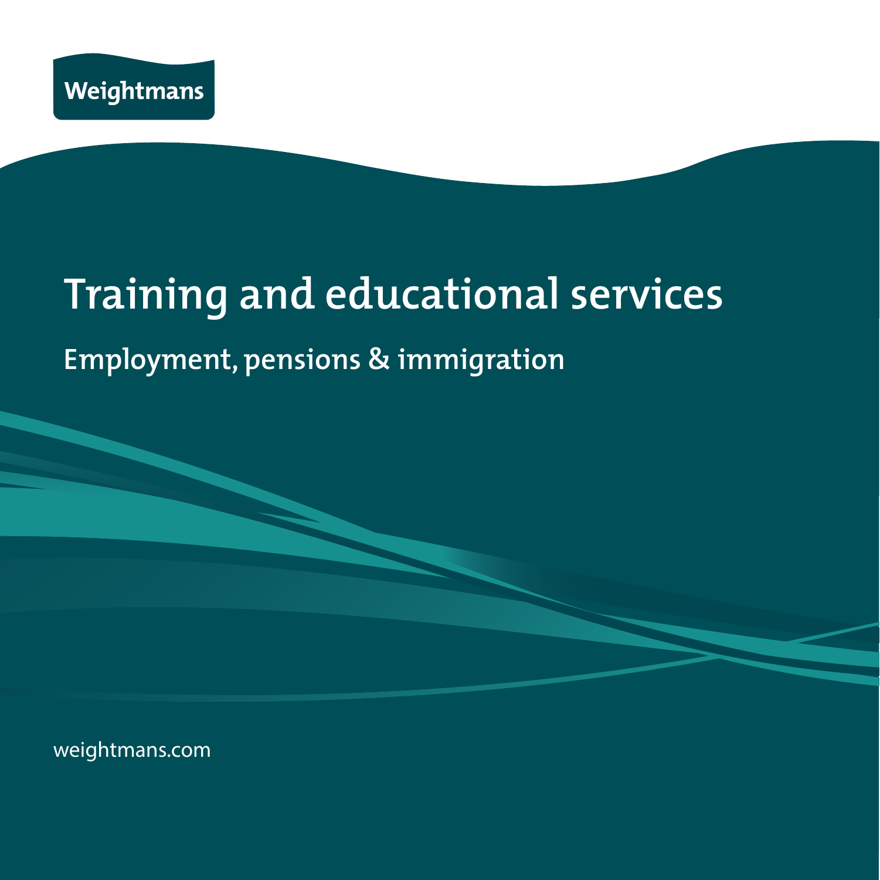Weightmans

# Training and educational services

## Employment, pensions & immigration

weightmans.com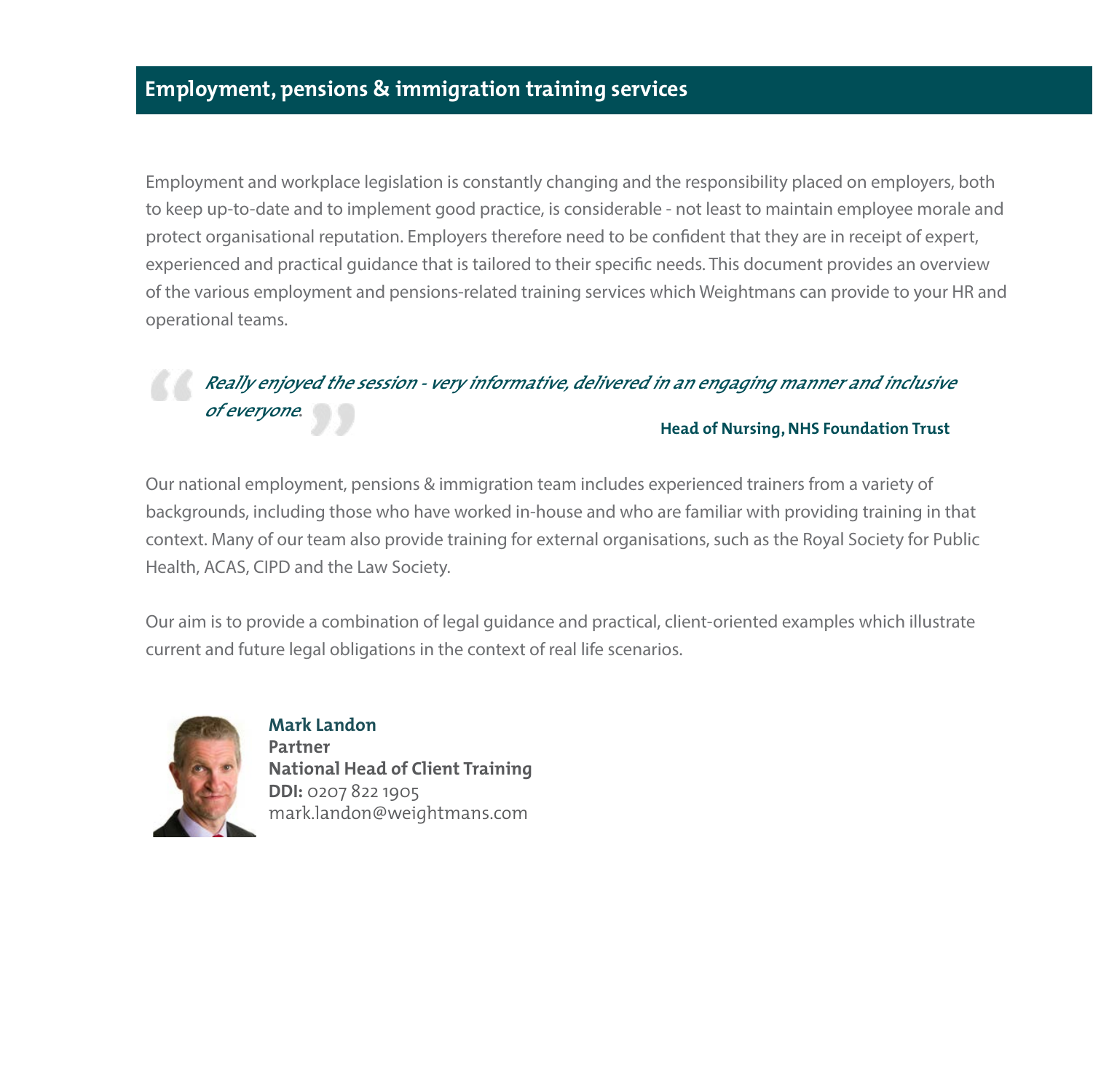## Employment, pensions & immigration training services

Employment and workplace legislation is constantly changing and the responsibility placed on employers, both to keep up-to-date and to implement good practice, is considerable - not least to maintain employee morale and protect organisational reputation. Employers therefore need to be confident that they are in receipt of expert, experienced and practical guidance that is tailored to their specific needs. This document provides an overview of the various employment and pensions-related training services which Weightmans can provide to your HR and operational teams.

> *Really enjoyed the session - very informative, delivered in an engaging manner and inclusive of everyone.*
>
> **Head of Nursing, NHS Foundation Trust**

Our national employment, pensions & immigration team includes experienced trainers from a variety of backgrounds, including those who have worked in-house and who are familiar with providing training in that context. Many of our team also provide training for external organisations, such as the Royal Society for Public Health, ACAS, CIPD and the Law Society.

Our aim is to provide a combination of legal guidance and practical, client-oriented examples which illustrate current and future legal obligations in the context of real life scenarios.

**Mark Landon**
**Partner**
**National Head of Client Training**
**DDI:** 0207 822 1905
mark.landon@weightmans.com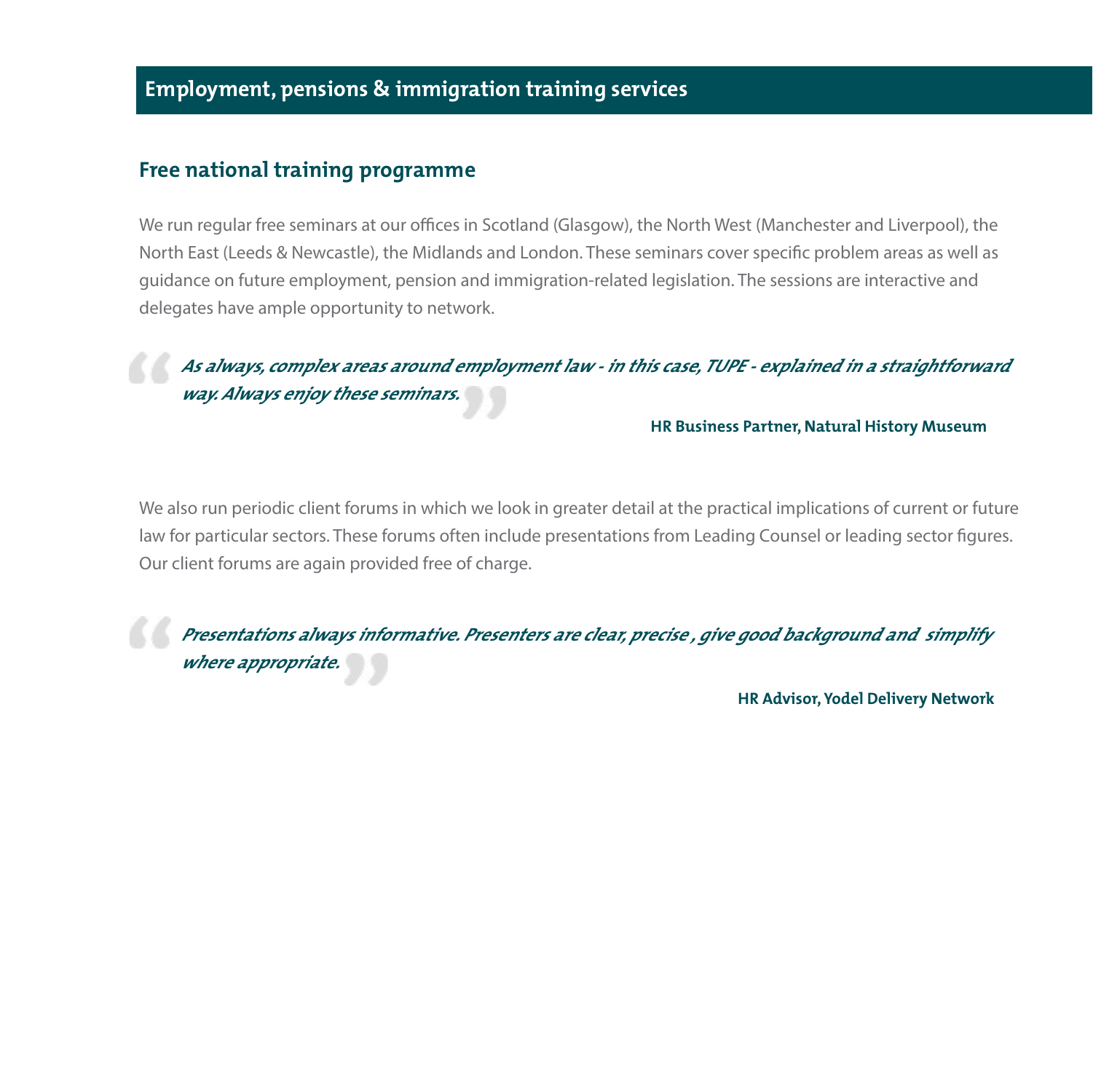## Employment, pensions & immigration training services

### Free national training programme

We run regular free seminars at our offices in Scotland (Glasgow), the North West (Manchester and Liverpool), the North East (Leeds & Newcastle), the Midlands and London. These seminars cover specific problem areas as well as guidance on future employment, pension and immigration-related legislation. The sessions are interactive and delegates have ample opportunity to network.

> *As always, complex areas around employment law - in this case, TUPE - explained in a straightforward way. Always enjoy these seminars.*
>
> **HR Business Partner, Natural History Museum**

We also run periodic client forums in which we look in greater detail at the practical implications of current or future law for particular sectors. These forums often include presentations from Leading Counsel or leading sector figures. Our client forums are again provided free of charge.

> *Presentations always informative. Presenters are clear, precise , give good background and simplify where appropriate.*
>
> **HR Advisor, Yodel Delivery Network**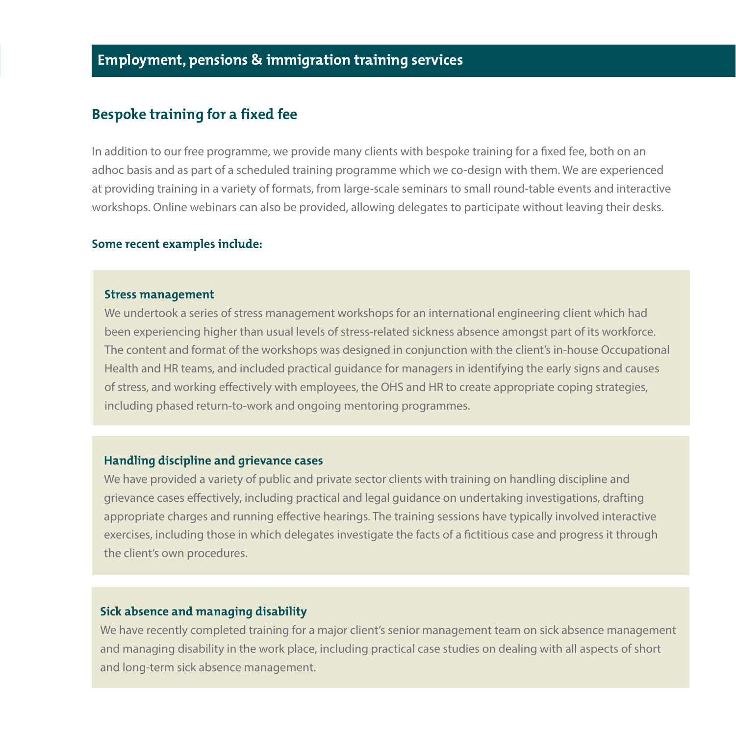## Employment, pensions & immigration training services

### Bespoke training for a fixed fee

In addition to our free programme, we provide many clients with bespoke training for a fixed fee, both on an adhoc basis and as part of a scheduled training programme which we co-design with them. We are experienced at providing training in a variety of formats, from large-scale seminars to small round-table events and interactive workshops. Online webinars can also be provided, allowing delegates to participate without leaving their desks.

**Some recent examples include:**

#### Stress management

We undertook a series of stress management workshops for an international engineering client which had been experiencing higher than usual levels of stress-related sickness absence amongst part of its workforce. The content and format of the workshops was designed in conjunction with the client's in-house Occupational Health and HR teams, and included practical guidance for managers in identifying the early signs and causes of stress, and working effectively with employees, the OHS and HR to create appropriate coping strategies, including phased return-to-work and ongoing mentoring programmes.

#### Handling discipline and grievance cases

We have provided a variety of public and private sector clients with training on handling discipline and grievance cases effectively, including practical and legal guidance on undertaking investigations, drafting appropriate charges and running effective hearings. The training sessions have typically involved interactive exercises, including those in which delegates investigate the facts of a fictitious case and progress it through the client's own procedures.

#### Sick absence and managing disability

We have recently completed training for a major client's senior management team on sick absence management and managing disability in the work place, including practical case studies on dealing with all aspects of short and long-term sick absence management.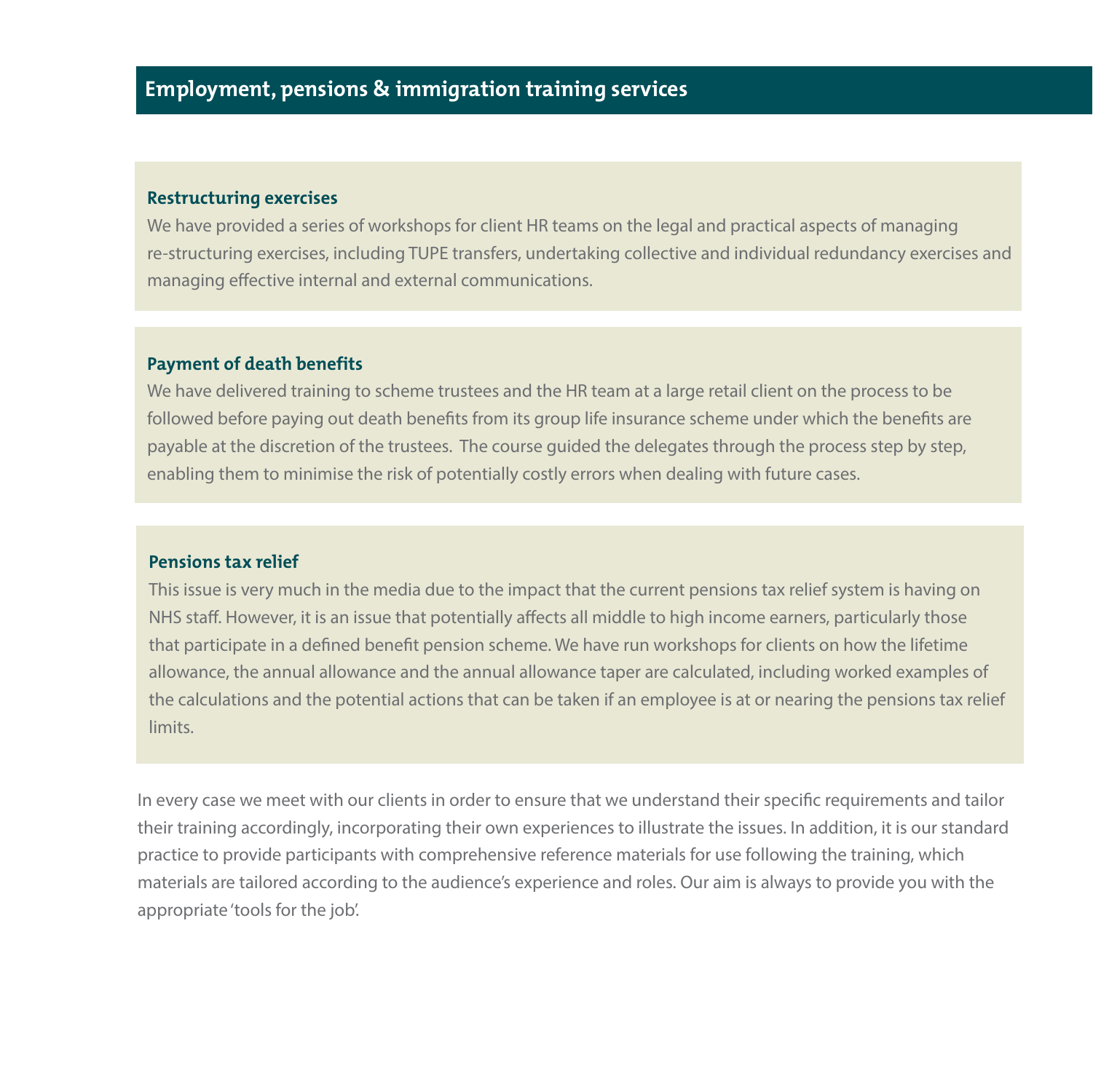## Employment, pensions & immigration training services

### Restructuring exercises

We have provided a series of workshops for client HR teams on the legal and practical aspects of managing re-structuring exercises, including TUPE transfers, undertaking collective and individual redundancy exercises and managing effective internal and external communications.

### Payment of death benefits

We have delivered training to scheme trustees and the HR team at a large retail client on the process to be followed before paying out death benefits from its group life insurance scheme under which the benefits are payable at the discretion of the trustees. The course guided the delegates through the process step by step, enabling them to minimise the risk of potentially costly errors when dealing with future cases.

### Pensions tax relief

This issue is very much in the media due to the impact that the current pensions tax relief system is having on NHS staff. However, it is an issue that potentially affects all middle to high income earners, particularly those that participate in a defined benefit pension scheme. We have run workshops for clients on how the lifetime allowance, the annual allowance and the annual allowance taper are calculated, including worked examples of the calculations and the potential actions that can be taken if an employee is at or nearing the pensions tax relief limits.

In every case we meet with our clients in order to ensure that we understand their specific requirements and tailor their training accordingly, incorporating their own experiences to illustrate the issues. In addition, it is our standard practice to provide participants with comprehensive reference materials for use following the training, which materials are tailored according to the audience's experience and roles. Our aim is always to provide you with the appropriate 'tools for the job'.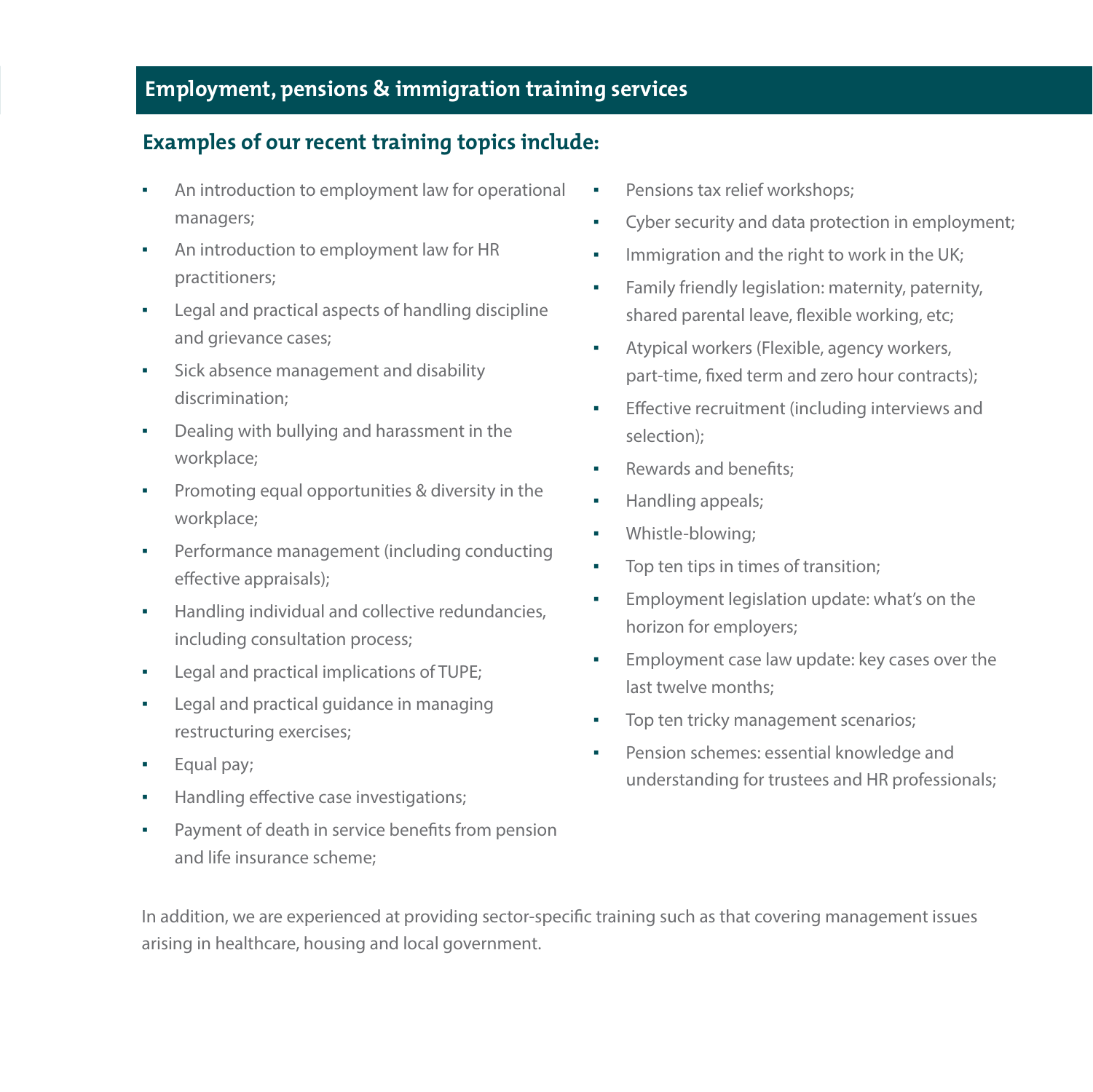## Employment, pensions & immigration training services

### Examples of our recent training topics include:

- An introduction to employment law for operational managers;
- An introduction to employment law for HR practitioners;
- Legal and practical aspects of handling discipline and grievance cases;
- Sick absence management and disability discrimination;
- Dealing with bullying and harassment in the workplace;
- Promoting equal opportunities & diversity in the workplace;
- Performance management (including conducting effective appraisals);
- Handling individual and collective redundancies, including consultation process;
- Legal and practical implications of TUPE;
- Legal and practical guidance in managing restructuring exercises;
- Equal pay;
- Handling effective case investigations;
- Payment of death in service benefits from pension and life insurance scheme;
- Pensions tax relief workshops;
- Cyber security and data protection in employment;
- Immigration and the right to work in the UK;
- Family friendly legislation: maternity, paternity, shared parental leave, flexible working, etc;
- Atypical workers (Flexible, agency workers, part-time, fixed term and zero hour contracts);
- Effective recruitment (including interviews and selection);
- Rewards and benefits;
- Handling appeals;
- Whistle-blowing;
- Top ten tips in times of transition;
- Employment legislation update: what's on the horizon for employers;
- Employment case law update: key cases over the last twelve months;
- Top ten tricky management scenarios;
- Pension schemes: essential knowledge and understanding for trustees and HR professionals;

In addition, we are experienced at providing sector-specific training such as that covering management issues arising in healthcare, housing and local government.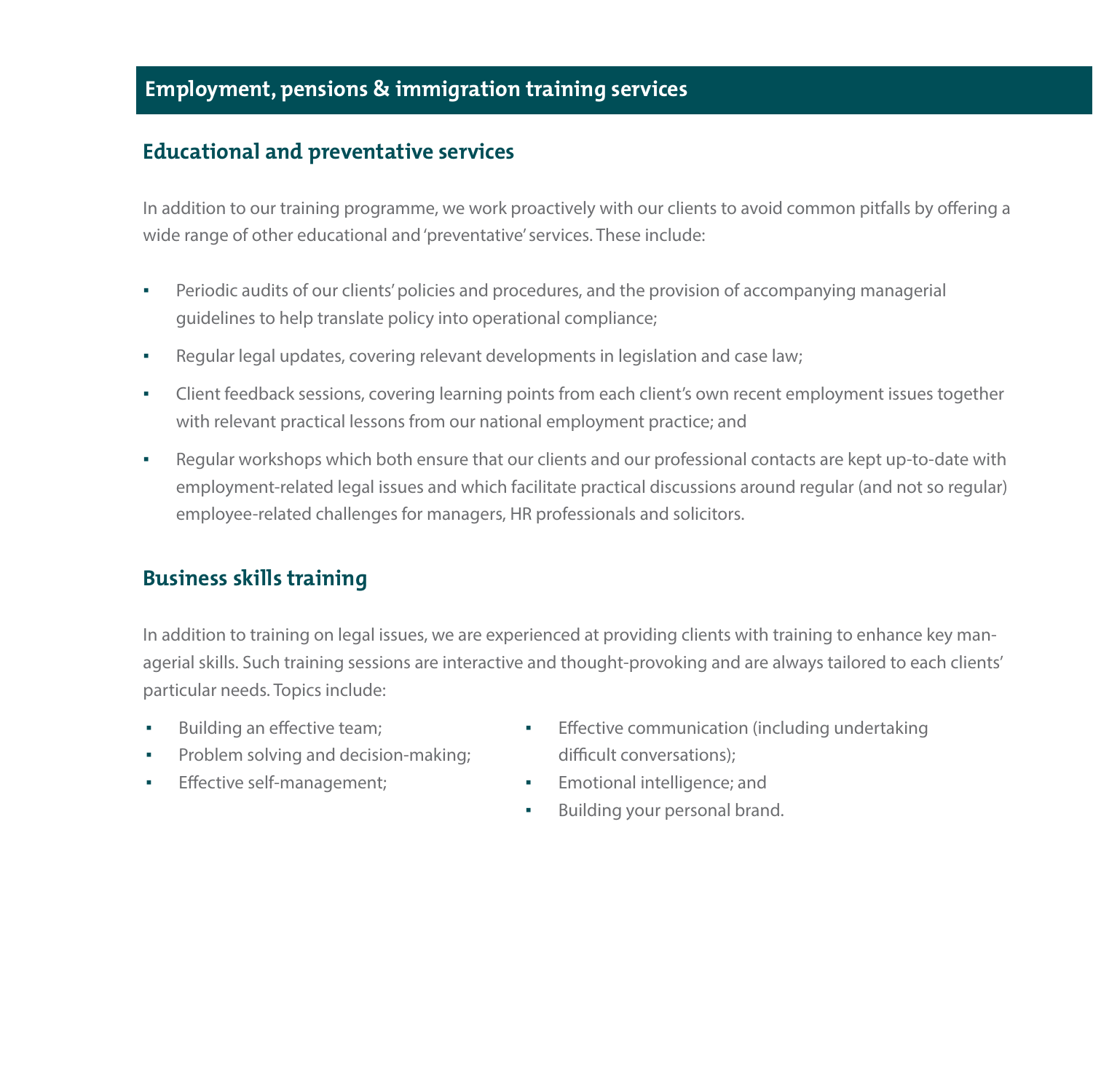## Employment, pensions & immigration training services

### Educational and preventative services

In addition to our training programme, we work proactively with our clients to avoid common pitfalls by offering a wide range of other educational and 'preventative' services. These include:

- Periodic audits of our clients' policies and procedures, and the provision of accompanying managerial guidelines to help translate policy into operational compliance;
- Regular legal updates, covering relevant developments in legislation and case law;
- Client feedback sessions, covering learning points from each client's own recent employment issues together with relevant practical lessons from our national employment practice; and
- Regular workshops which both ensure that our clients and our professional contacts are kept up-to-date with employment-related legal issues and which facilitate practical discussions around regular (and not so regular) employee-related challenges for managers, HR professionals and solicitors.

### Business skills training

In addition to training on legal issues, we are experienced at providing clients with training to enhance key managerial skills. Such training sessions are interactive and thought-provoking and are always tailored to each clients' particular needs. Topics include:

- Building an effective team;
- Problem solving and decision-making;
- Effective self-management;
- Effective communication (including undertaking difficult conversations);
- Emotional intelligence; and
- Building your personal brand.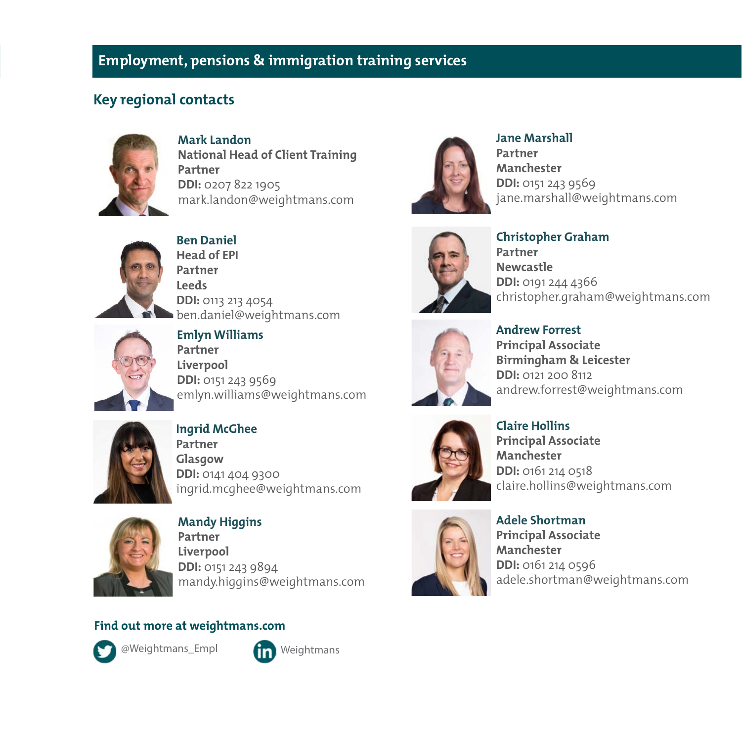# Employment, pensions & immigration training services

## Key regional contacts

**Mark Landon**
**National Head of Client Training**
**Partner**
**DDI:** 0207 822 1905
mark.landon@weightmans.com

**Ben Daniel**
**Head of EPI**
**Partner**
**Leeds**
**DDI:** 0113 213 4054
ben.daniel@weightmans.com

**Emlyn Williams**
**Partner**
**Liverpool**
**DDI:** 0151 243 9569
emlyn.williams@weightmans.com

**Ingrid McGhee**
**Partner**
**Glasgow**
**DDI:** 0141 404 9300
ingrid.mcghee@weightmans.com

**Mandy Higgins**
**Partner**
**Liverpool**
**DDI:** 0151 243 9894
mandy.higgins@weightmans.com

**Jane Marshall**
**Partner**
**Manchester**
**DDI:** 0151 243 9569
jane.marshall@weightmans.com

**Christopher Graham**
**Partner**
**Newcastle**
**DDI:** 0191 244 4366
christopher.graham@weightmans.com

**Andrew Forrest**
**Principal Associate**
**Birmingham & Leicester**
**DDI:** 0121 200 8112
andrew.forrest@weightmans.com

**Claire Hollins**
**Principal Associate**
**Manchester**
**DDI:** 0161 214 0518
claire.hollins@weightmans.com

**Adele Shortman**
**Principal Associate**
**Manchester**
**DDI:** 0161 214 0596
adele.shortman@weightmans.com

**Find out more at weightmans.com**

@Weightmans_Empl

Weightmans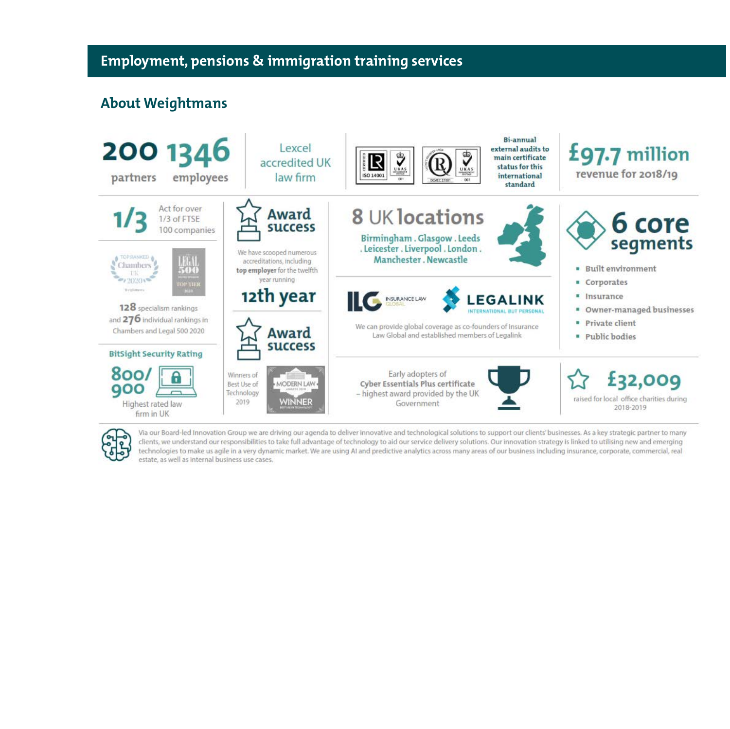## Employment, pensions & immigration training services

### About Weightmans

**200** partners

**1346** employees

Lexcel accredited UK law firm

ISO 14001 | ISO/IEC 27001

Bi-annual external audits to main certificate status for this international standard

**£97.7 million** revenue for 2018/19

**1/3** Act for over 1/3 of FTSE 100 companies

**Award success**

We have scooped numerous accreditations, including **top employer** for the twelfth year running

**12th year**

**8 UK locations**

Birmingham . Glasgow . Leeds . Leicester . Liverpool . London . Manchester . Newcastle

**6 core segments**

- Built environment
- Corporates
- Insurance
- Owner-managed businesses
- Private client
- Public bodies

Top Ranked Chambers UK 2020 | Legal 500 Top Tier 2020

**128** specialism rankings and **276** individual rankings in Chambers and Legal 500 2020

ILG Insurance Law Global | LEGALINK International but personal

We can provide global coverage as co-founders of Insurance Law Global and established members of Legalink

**BitSight Security Rating**

**800/900**

Highest rated law firm in UK

**Award success**

Winners of Best Use of Technology 2019

Modern Law Awards 2019 Winner – Best Use of Technology

Early adopters of **Cyber Essentials Plus certificate** – highest award provided by the UK Government

**£32,009** raised for local office charities during 2018-2019

Via our Board-led Innovation Group we are driving our agenda to deliver innovative and technological solutions to support our clients' businesses. As a key strategic partner to many clients, we understand our responsibilities to take full advantage of technology to aid our service delivery solutions. Our innovation strategy is linked to utilising new and emerging technologies to make us agile in a very dynamic market. We are using AI and predictive analytics across many areas of our business including insurance, corporate, commercial, real estate, as well as internal business use cases.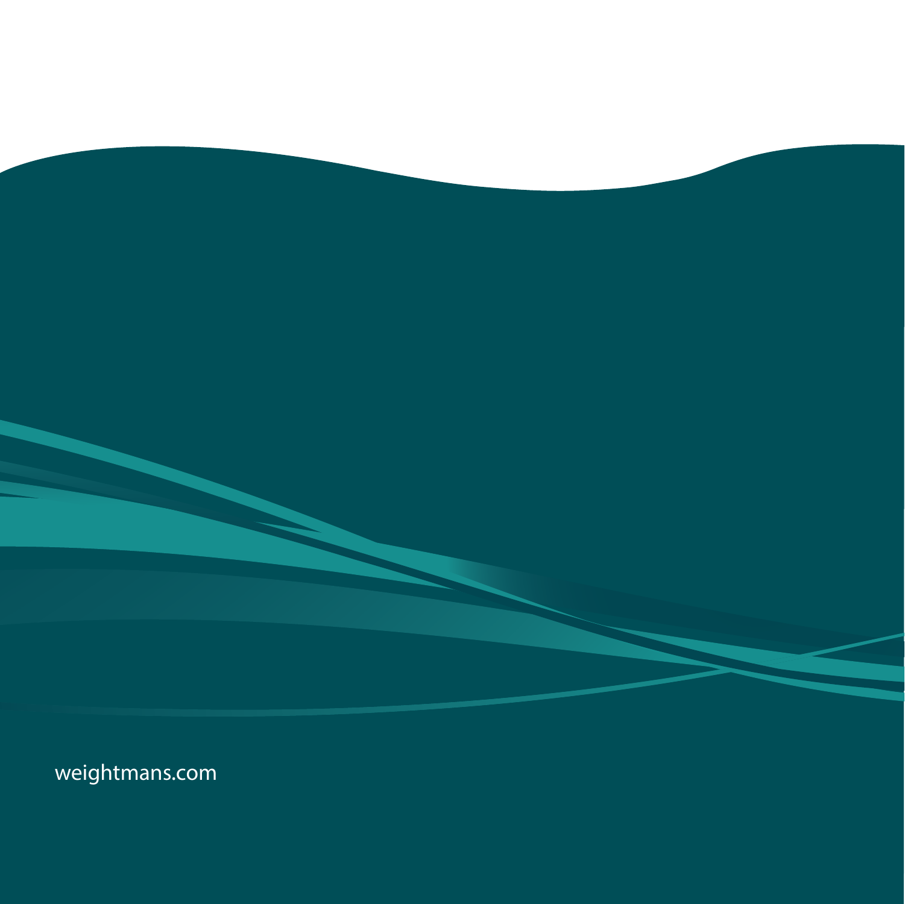weightmans.com